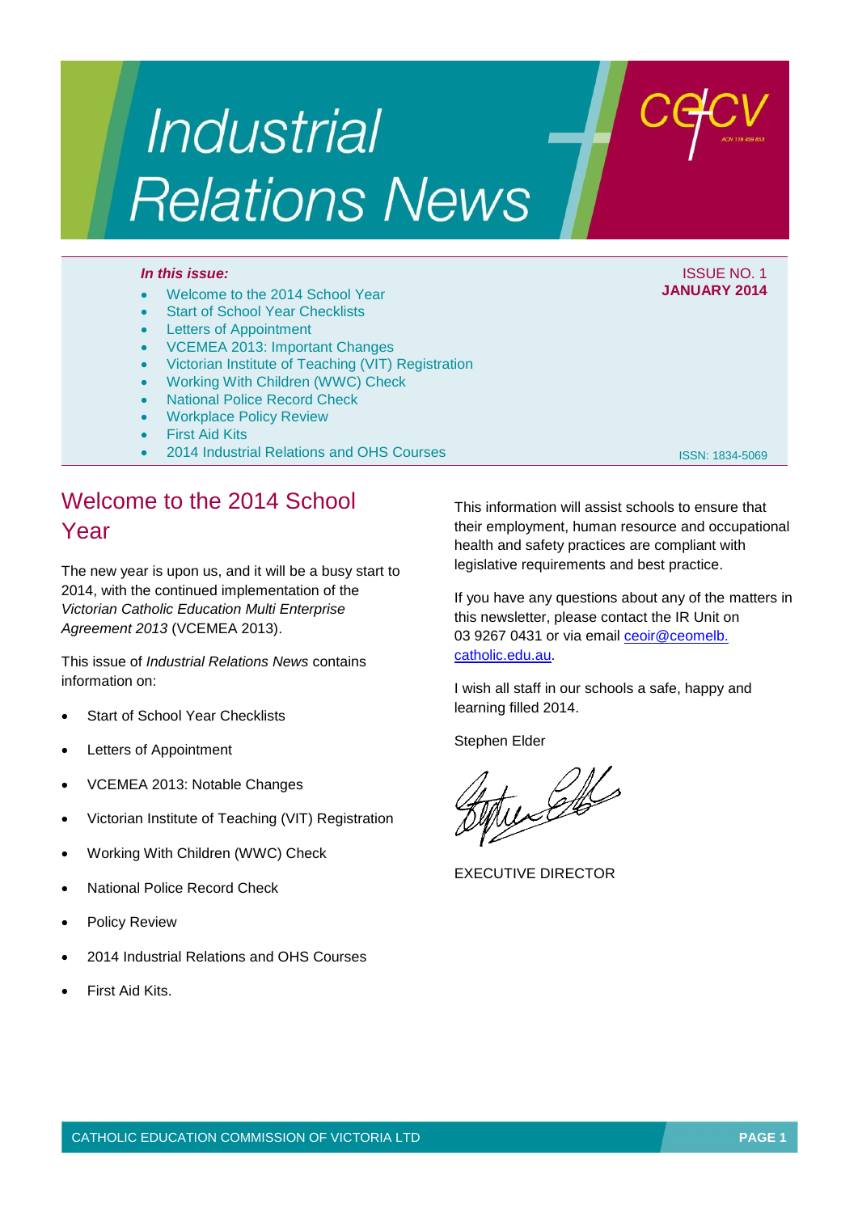# Industrial Relations News

cecv

ACN 119 459 853

*In this issue:*

- Welcome to the 2014 School Year
- Start of School Year Checklists
- Letters of Appointment
- VCEMEA 2013: Important Changes
- Victorian Institute of Teaching (VIT) Registration
- Working With Children (WWC) Check
- National Police Record Check
- Workplace Policy Review
- First Aid Kits
- 2014 Industrial Relations and OHS Courses

ISSUE NO. 1
**JANUARY 2014**

ISSN: 1834-5069

## Welcome to the 2014 School Year

The new year is upon us, and it will be a busy start to 2014, with the continued implementation of the *Victorian Catholic Education Multi Enterprise Agreement 2013* (VCEMEA 2013).

This issue of *Industrial Relations News* contains information on:

- Start of School Year Checklists
- Letters of Appointment
- VCEMEA 2013: Notable Changes
- Victorian Institute of Teaching (VIT) Registration
- Working With Children (WWC) Check
- National Police Record Check
- Policy Review
- 2014 Industrial Relations and OHS Courses
- First Aid Kits.

This information will assist schools to ensure that their employment, human resource and occupational health and safety practices are compliant with legislative requirements and best practice.

If you have any questions about any of the matters in this newsletter, please contact the IR Unit on 03 9267 0431 or via email ceoir@ceomelb.catholic.edu.au.

I wish all staff in our schools a safe, happy and learning filled 2014.

Stephen Elder

EXECUTIVE DIRECTOR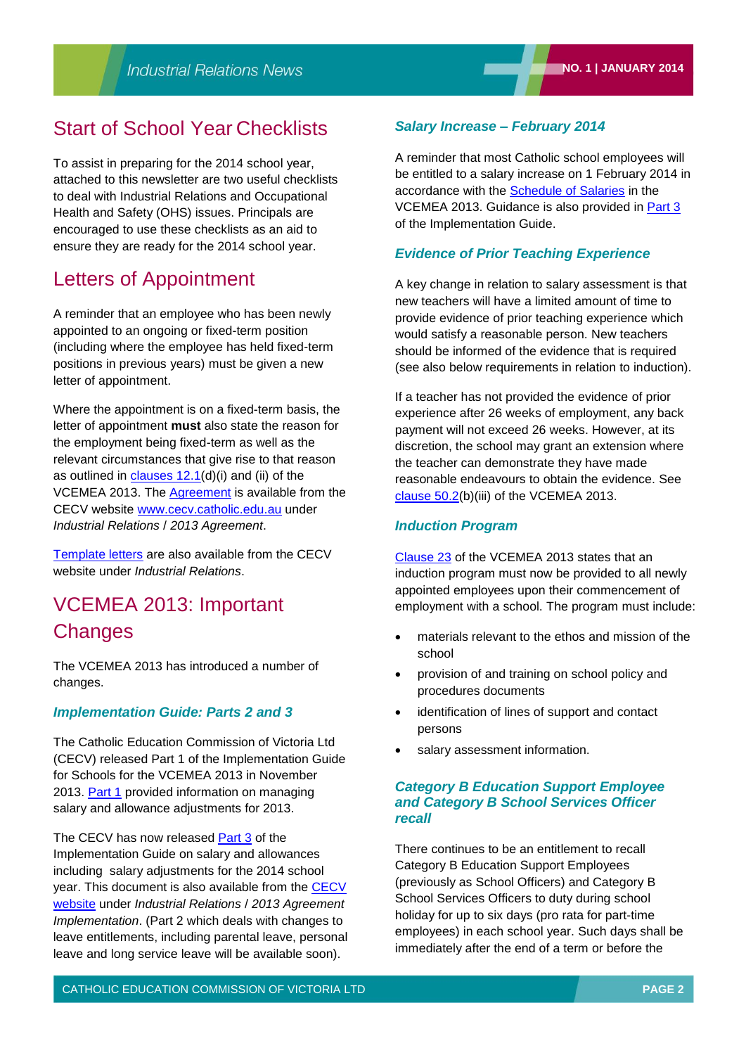# Start of School Year Checklists

To assist in preparing for the 2014 school year, attached to this newsletter are two useful checklists to deal with Industrial Relations and Occupational Health and Safety (OHS) issues. Principals are encouraged to use these checklists as an aid to ensure they are ready for the 2014 school year.

# Letters of Appointment

A reminder that an employee who has been newly appointed to an ongoing or fixed-term position (including where the employee has held fixed-term positions in previous years) must be given a new letter of appointment.

Where the appointment is on a fixed-term basis, the letter of appointment **must** also state the reason for the employment being fixed-term as well as the relevant circumstances that give rise to that reason as outlined in clauses 12.1(d)(i) and (ii) of the VCEMEA 2013. The Agreement is available from the CECV website www.cecv.catholic.edu.au under *Industrial Relations / 2013 Agreement*.

Template letters are also available from the CECV website under *Industrial Relations*.

# VCEMEA 2013: Important Changes

The VCEMEA 2013 has introduced a number of changes.

### *Implementation Guide: Parts 2 and 3*

The Catholic Education Commission of Victoria Ltd (CECV) released Part 1 of the Implementation Guide for Schools for the VCEMEA 2013 in November 2013. Part 1 provided information on managing salary and allowance adjustments for 2013.

The CECV has now released Part 3 of the Implementation Guide on salary and allowances including salary adjustments for the 2014 school year. This document is also available from the CECV website under *Industrial Relations / 2013 Agreement Implementation*. (Part 2 which deals with changes to leave entitlements, including parental leave, personal leave and long service leave will be available soon).

### *Salary Increase – February 2014*

A reminder that most Catholic school employees will be entitled to a salary increase on 1 February 2014 in accordance with the Schedule of Salaries in the VCEMEA 2013. Guidance is also provided in Part 3 of the Implementation Guide.

### *Evidence of Prior Teaching Experience*

A key change in relation to salary assessment is that new teachers will have a limited amount of time to provide evidence of prior teaching experience which would satisfy a reasonable person. New teachers should be informed of the evidence that is required (see also below requirements in relation to induction).

If a teacher has not provided the evidence of prior experience after 26 weeks of employment, any back payment will not exceed 26 weeks. However, at its discretion, the school may grant an extension where the teacher can demonstrate they have made reasonable endeavours to obtain the evidence. See clause 50.2(b)(iii) of the VCEMEA 2013.

### *Induction Program*

Clause 23 of the VCEMEA 2013 states that an induction program must now be provided to all newly appointed employees upon their commencement of employment with a school. The program must include:

- materials relevant to the ethos and mission of the school
- provision of and training on school policy and procedures documents
- identification of lines of support and contact persons
- salary assessment information.

### *Category B Education Support Employee and Category B School Services Officer recall*

There continues to be an entitlement to recall Category B Education Support Employees (previously as School Officers) and Category B School Services Officers to duty during school holiday for up to six days (pro rata for part-time employees) in each school year. Such days shall be immediately after the end of a term or before the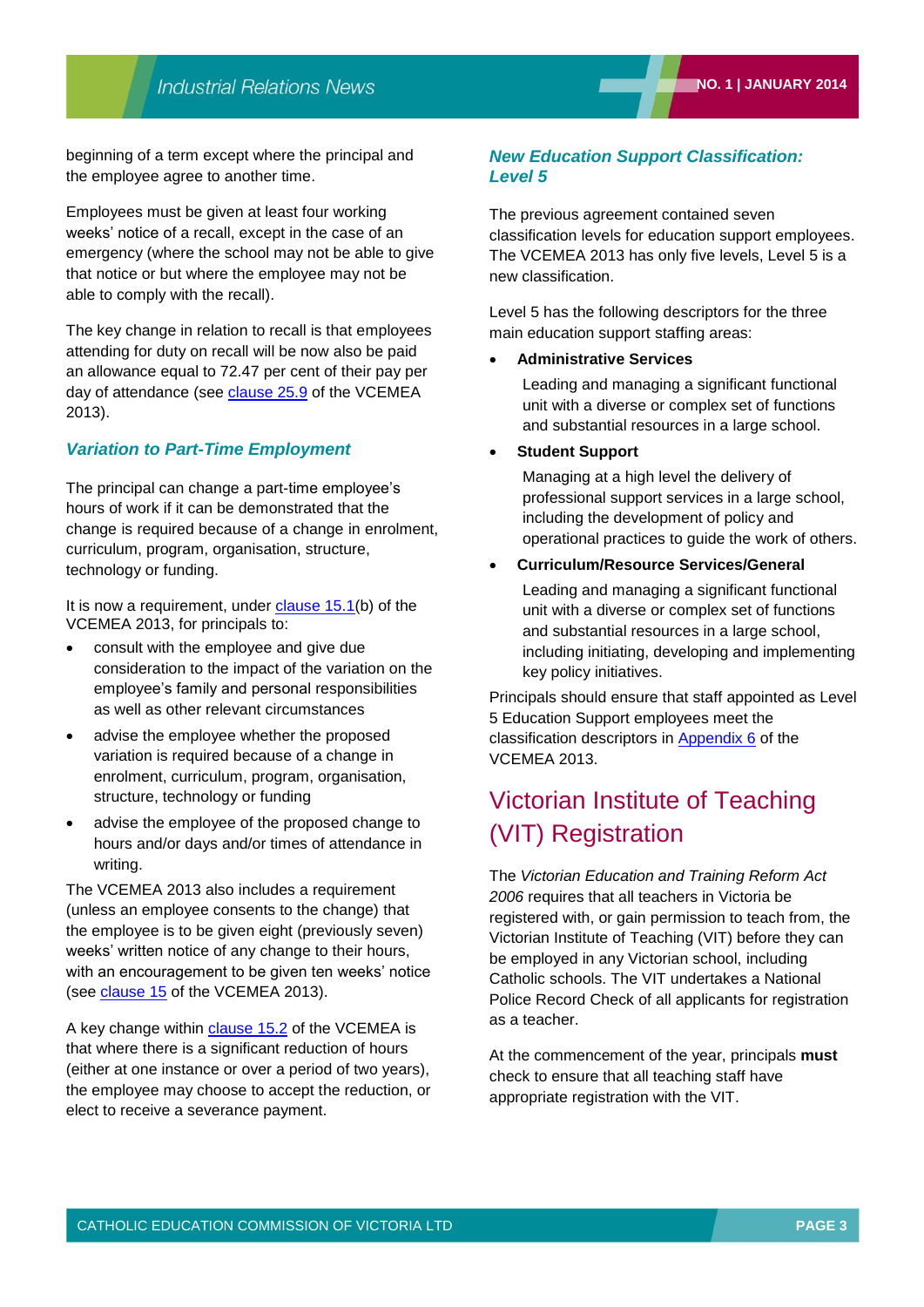beginning of a term except where the principal and the employee agree to another time.

Employees must be given at least four working weeks' notice of a recall, except in the case of an emergency (where the school may not be able to give that notice or but where the employee may not be able to comply with the recall).

The key change in relation to recall is that employees attending for duty on recall will be now also be paid an allowance equal to 72.47 per cent of their pay per day of attendance (see clause 25.9 of the VCEMEA 2013).

### *Variation to Part-Time Employment*

The principal can change a part-time employee's hours of work if it can be demonstrated that the change is required because of a change in enrolment, curriculum, program, organisation, structure, technology or funding.

It is now a requirement, under clause 15.1(b) of the VCEMEA 2013, for principals to:

- consult with the employee and give due consideration to the impact of the variation on the employee's family and personal responsibilities as well as other relevant circumstances
- advise the employee whether the proposed variation is required because of a change in enrolment, curriculum, program, organisation, structure, technology or funding
- advise the employee of the proposed change to hours and/or days and/or times of attendance in writing.

The VCEMEA 2013 also includes a requirement (unless an employee consents to the change) that the employee is to be given eight (previously seven) weeks' written notice of any change to their hours, with an encouragement to be given ten weeks' notice (see clause 15 of the VCEMEA 2013).

A key change within clause 15.2 of the VCEMEA is that where there is a significant reduction of hours (either at one instance or over a period of two years), the employee may choose to accept the reduction, or elect to receive a severance payment.

### *New Education Support Classification: Level 5*

The previous agreement contained seven classification levels for education support employees. The VCEMEA 2013 has only five levels, Level 5 is a new classification.

Level 5 has the following descriptors for the three main education support staffing areas:

- **Administrative Services**

  Leading and managing a significant functional unit with a diverse or complex set of functions and substantial resources in a large school.

- **Student Support**

  Managing at a high level the delivery of professional support services in a large school, including the development of policy and operational practices to guide the work of others.

- **Curriculum/Resource Services/General**

  Leading and managing a significant functional unit with a diverse or complex set of functions and substantial resources in a large school, including initiating, developing and implementing key policy initiatives.

Principals should ensure that staff appointed as Level 5 Education Support employees meet the classification descriptors in Appendix 6 of the VCEMEA 2013.

## Victorian Institute of Teaching (VIT) Registration

The *Victorian Education and Training Reform Act 2006* requires that all teachers in Victoria be registered with, or gain permission to teach from, the Victorian Institute of Teaching (VIT) before they can be employed in any Victorian school, including Catholic schools. The VIT undertakes a National Police Record Check of all applicants for registration as a teacher.

At the commencement of the year, principals **must** check to ensure that all teaching staff have appropriate registration with the VIT.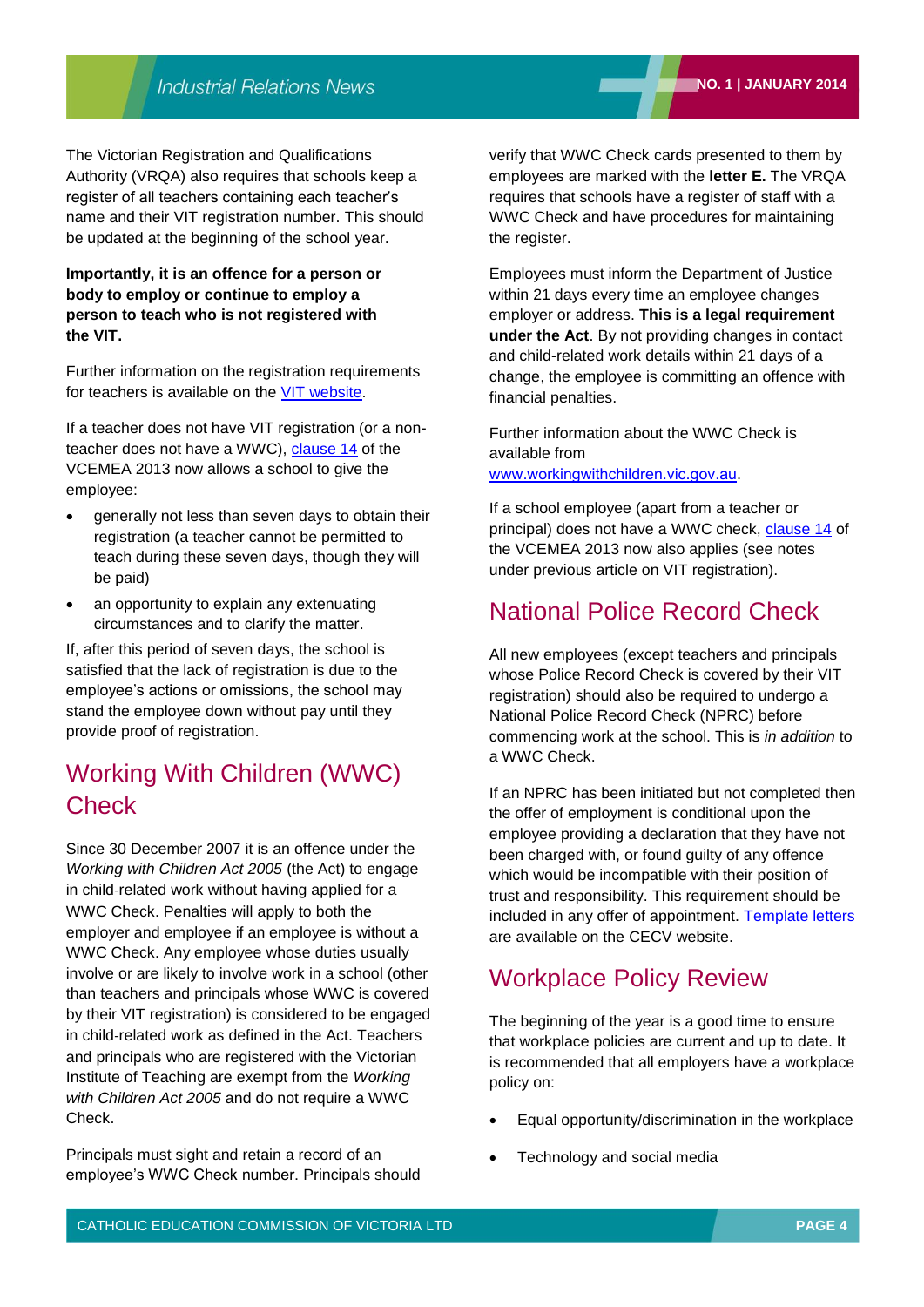The Victorian Registration and Qualifications Authority (VRQA) also requires that schools keep a register of all teachers containing each teacher's name and their VIT registration number. This should be updated at the beginning of the school year.

**Importantly, it is an offence for a person or body to employ or continue to employ a person to teach who is not registered with the VIT.**

Further information on the registration requirements for teachers is available on the [VIT website](#).

If a teacher does not have VIT registration (or a non-teacher does not have a WWC), [clause 14](#) of the VCEMEA 2013 now allows a school to give the employee:

- generally not less than seven days to obtain their registration (a teacher cannot be permitted to teach during these seven days, though they will be paid)
- an opportunity to explain any extenuating circumstances and to clarify the matter.

If, after this period of seven days, the school is satisfied that the lack of registration is due to the employee's actions or omissions, the school may stand the employee down without pay until they provide proof of registration.

## Working With Children (WWC) Check

Since 30 December 2007 it is an offence under the *Working with Children Act 2005* (the Act) to engage in child-related work without having applied for a WWC Check. Penalties will apply to both the employer and employee if an employee is without a WWC Check. Any employee whose duties usually involve or are likely to involve work in a school (other than teachers and principals whose WWC is covered by their VIT registration) is considered to be engaged in child-related work as defined in the Act. Teachers and principals who are registered with the Victorian Institute of Teaching are exempt from the *Working with Children Act 2005* and do not require a WWC Check.

Principals must sight and retain a record of an employee's WWC Check number. Principals should verify that WWC Check cards presented to them by employees are marked with the **letter E.** The VRQA requires that schools have a register of staff with a WWC Check and have procedures for maintaining the register.

Employees must inform the Department of Justice within 21 days every time an employee changes employer or address. **This is a legal requirement under the Act**. By not providing changes in contact and child-related work details within 21 days of a change, the employee is committing an offence with financial penalties.

Further information about the WWC Check is available from [www.workingwithchildren.vic.gov.au](http://www.workingwithchildren.vic.gov.au).

If a school employee (apart from a teacher or principal) does not have a WWC check, [clause 14](#) of the VCEMEA 2013 now also applies (see notes under previous article on VIT registration).

## National Police Record Check

All new employees (except teachers and principals whose Police Record Check is covered by their VIT registration) should also be required to undergo a National Police Record Check (NPRC) before commencing work at the school. This is *in addition* to a WWC Check.

If an NPRC has been initiated but not completed then the offer of employment is conditional upon the employee providing a declaration that they have not been charged with, or found guilty of any offence which would be incompatible with their position of trust and responsibility. This requirement should be included in any offer of appointment. [Template letters](#) are available on the CECV website.

## Workplace Policy Review

The beginning of the year is a good time to ensure that workplace policies are current and up to date. It is recommended that all employers have a workplace policy on:

- Equal opportunity/discrimination in the workplace
- Technology and social media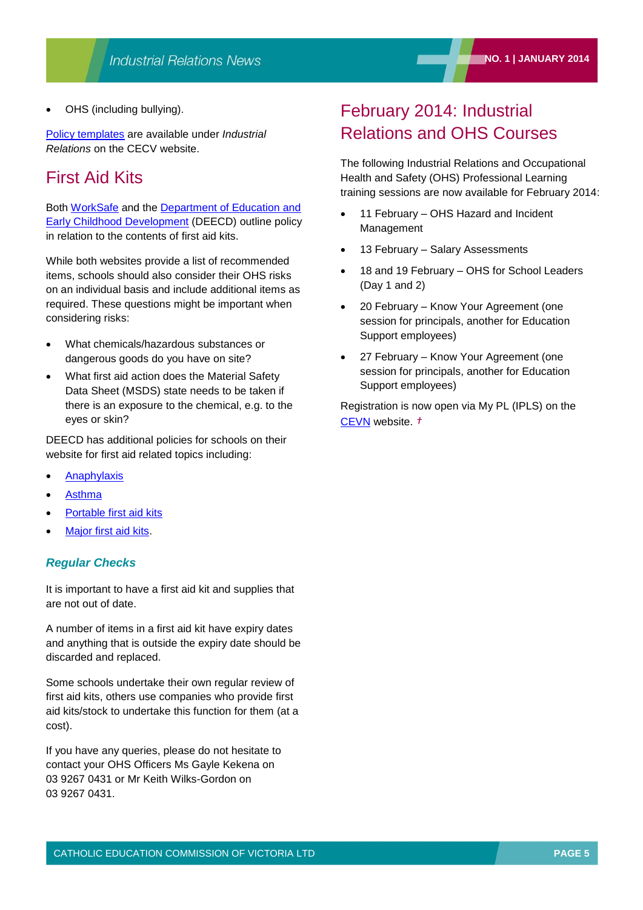- OHS (including bullying).

Policy templates are available under *Industrial Relations* on the CECV website.

## First Aid Kits

Both WorkSafe and the Department of Education and Early Childhood Development (DEECD) outline policy in relation to the contents of first aid kits.

While both websites provide a list of recommended items, schools should also consider their OHS risks on an individual basis and include additional items as required. These questions might be important when considering risks:

- What chemicals/hazardous substances or dangerous goods do you have on site?
- What first aid action does the Material Safety Data Sheet (MSDS) state needs to be taken if there is an exposure to the chemical, e.g. to the eyes or skin?

DEECD has additional policies for schools on their website for first aid related topics including:

- Anaphylaxis
- Asthma
- Portable first aid kits
- Major first aid kits.

### *Regular Checks*

It is important to have a first aid kit and supplies that are not out of date.

A number of items in a first aid kit have expiry dates and anything that is outside the expiry date should be discarded and replaced.

Some schools undertake their own regular review of first aid kits, others use companies who provide first aid kits/stock to undertake this function for them (at a cost).

If you have any queries, please do not hesitate to contact your OHS Officers Ms Gayle Kekena on 03 9267 0431 or Mr Keith Wilks-Gordon on 03 9267 0431.

## February 2014: Industrial Relations and OHS Courses

The following Industrial Relations and Occupational Health and Safety (OHS) Professional Learning training sessions are now available for February 2014:

- 11 February – OHS Hazard and Incident Management
- 13 February – Salary Assessments
- 18 and 19 February – OHS for School Leaders (Day 1 and 2)
- 20 February – Know Your Agreement (one session for principals, another for Education Support employees)
- 27 February – Know Your Agreement (one session for principals, another for Education Support employees)

Registration is now open via My PL (IPLS) on the CEVN website. †